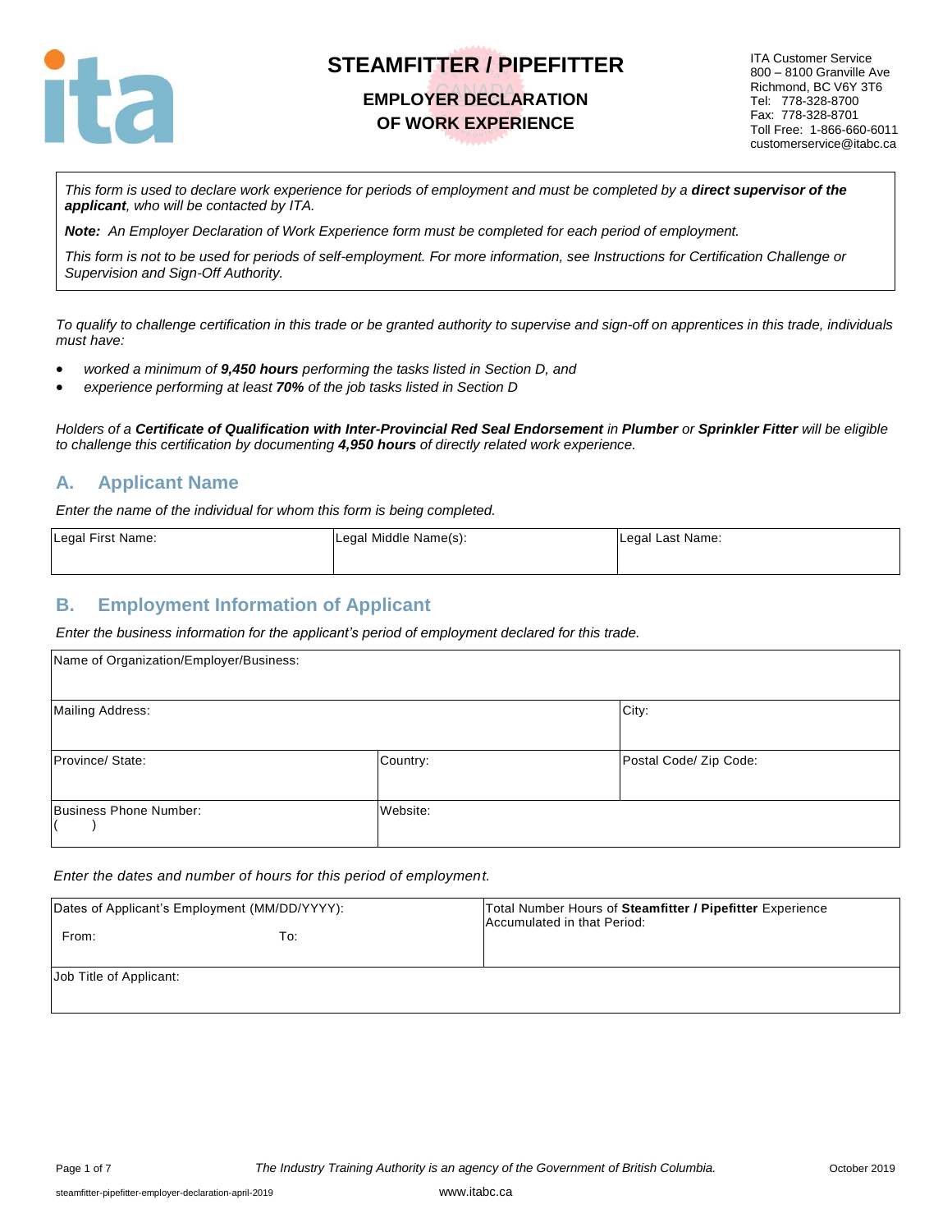# STEAMFITTER / PIPEFITTER

## EMPLOYER DECLARATION OF WORK EXPERIENCE

ITA Customer Service
800 – 8100 Granville Ave
Richmond, BC V6Y 3T6
Tel: 778-328-8700
Fax: 778-328-8701
Toll Free: 1-866-660-6011
customerservice@itabc.ca

*This form is used to declare work experience for periods of employment and must be completed by a* ***direct supervisor of the applicant****, who will be contacted by ITA.*

***Note:*** *An Employer Declaration of Work Experience form must be completed for each period of employment.*

*This form is not to be used for periods of self-employment. For more information, see Instructions for Certification Challenge or Supervision and Sign-Off Authority.*

*To qualify to challenge certification in this trade or be granted authority to supervise and sign-off on apprentices in this trade, individuals must have:*

- *worked a minimum of* ***9,450 hours*** *performing the tasks listed in Section D, and*
- *experience performing at least* ***70%*** *of the job tasks listed in Section D*

*Holders of a* ***Certificate of Qualification with Inter-Provincial Red Seal Endorsement*** *in* ***Plumber*** *or* ***Sprinkler Fitter*** *will be eligible to challenge this certification by documenting* ***4,950 hours*** *of directly related work experience.*

## A. Applicant Name

*Enter the name of the individual for whom this form is being completed.*

| Legal First Name: | Legal Middle Name(s): | Legal Last Name: |
|---|---|---|
| | | |

## B. Employment Information of Applicant

*Enter the business information for the applicant's period of employment declared for this trade.*

| Name of Organization/Employer/Business: | | |
|---|---|---|
| Mailing Address: | | City: |
| Province/ State: | Country: | Postal Code/ Zip Code: |
| Business Phone Number: ( ) | Website: | |

*Enter the dates and number of hours for this period of employment.*

| Dates of Applicant's Employment (MM/DD/YYYY): From: To: | Total Number Hours of **Steamfitter / Pipefitter** Experience Accumulated in that Period: |
|---|---|
| Job Title of Applicant: | |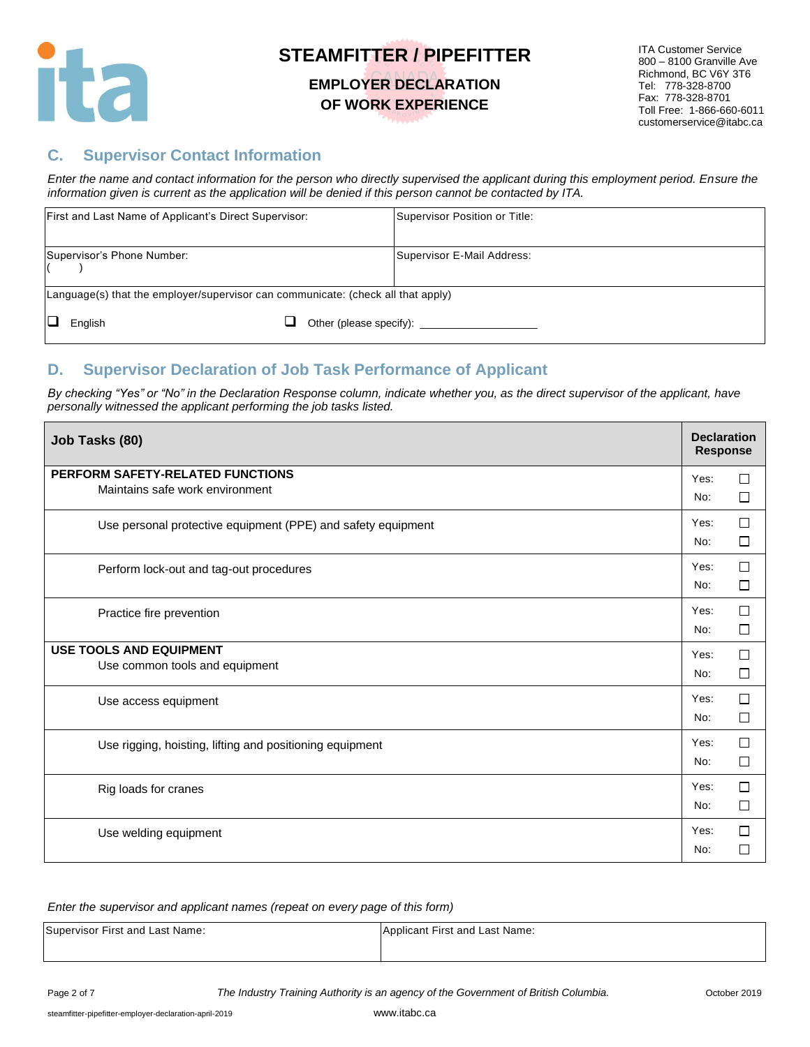# STEAMFITTER / PIPEFITTER

## EMPLOYER DECLARATION OF WORK EXPERIENCE

ITA Customer Service
800 – 8100 Granville Ave
Richmond, BC V6Y 3T6
Tel: 778-328-8700
Fax: 778-328-8701
Toll Free: 1-866-660-6011
customerservice@itabc.ca

## C. Supervisor Contact Information

*Enter the name and contact information for the person who directly supervised the applicant during this employment period. Ensure the information given is current as the application will be denied if this person cannot be contacted by ITA.*

| First and Last Name of Applicant's Direct Supervisor: | Supervisor Position or Title: |
|---|---|
| Supervisor's Phone Number: ( ) | Supervisor E-Mail Address: |
| Language(s) that the employer/supervisor can communicate: (check all that apply) ☐ English ☐ Other (please specify): ____________ | |

## D. Supervisor Declaration of Job Task Performance of Applicant

*By checking "Yes" or "No" in the Declaration Response column, indicate whether you, as the direct supervisor of the applicant, have personally witnessed the applicant performing the job tasks listed.*

| Job Tasks (80) | Declaration Response |
|---|---|
| **PERFORM SAFETY-RELATED FUNCTIONS** Maintains safe work environment | Yes: ☐ No: ☐ |
| Use personal protective equipment (PPE) and safety equipment | Yes: ☐ No: ☐ |
| Perform lock-out and tag-out procedures | Yes: ☐ No: ☐ |
| Practice fire prevention | Yes: ☐ No: ☐ |
| **USE TOOLS AND EQUIPMENT** Use common tools and equipment | Yes: ☐ No: ☐ |
| Use access equipment | Yes: ☐ No: ☐ |
| Use rigging, hoisting, lifting and positioning equipment | Yes: ☐ No: ☐ |
| Rig loads for cranes | Yes: ☐ No: ☐ |
| Use welding equipment | Yes: ☐ No: ☐ |

*Enter the supervisor and applicant names (repeat on every page of this form)*

| Supervisor First and Last Name: | Applicant First and Last Name: |
|---|---|
| | |

*The Industry Training Authority is an agency of the Government of British Columbia.*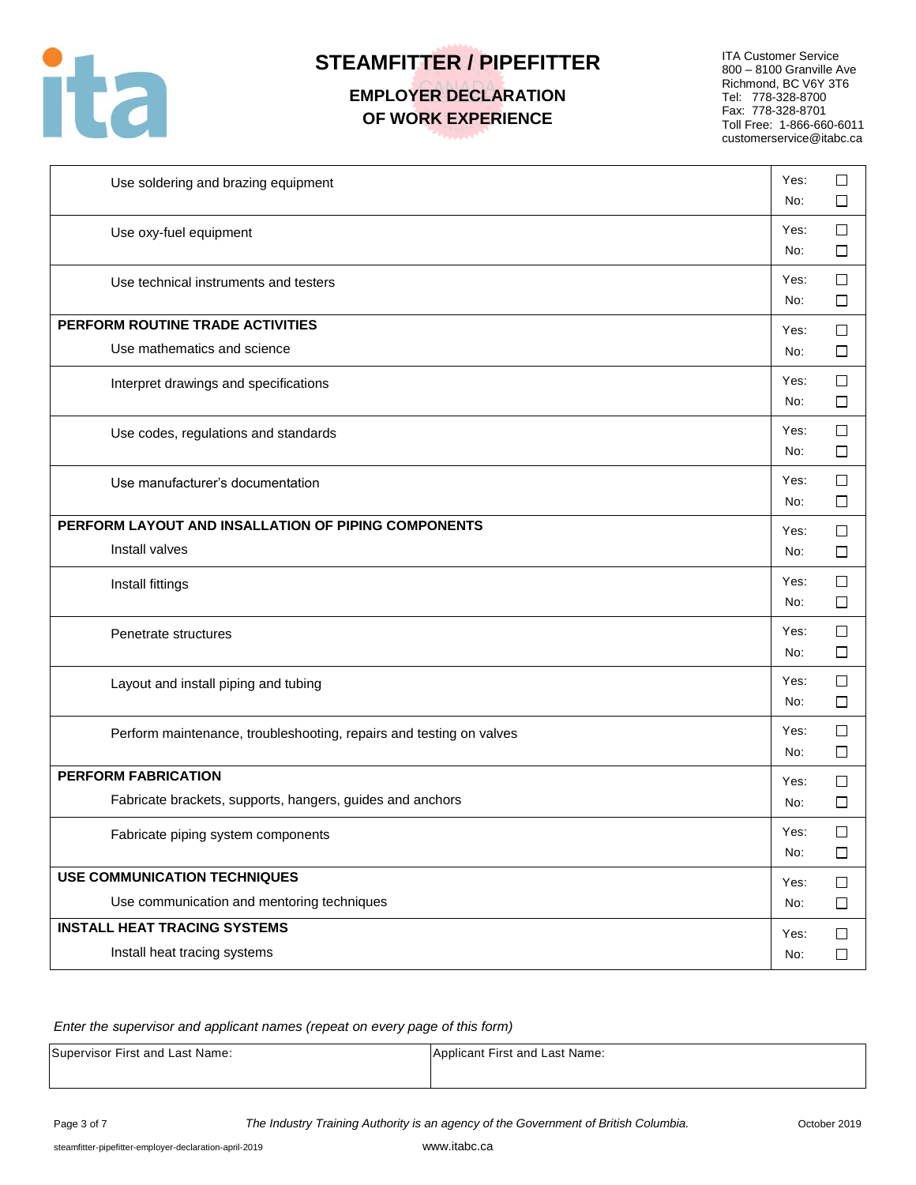| | |
|---|---|
| Use soldering and brazing equipment | Yes: ☐ No: ☐ |
| Use oxy-fuel equipment | Yes: ☐ No: ☐ |
| Use technical instruments and testers | Yes: ☐ No: ☐ |
| **PERFORM ROUTINE TRADE ACTIVITIES** Use mathematics and science | Yes: ☐ No: ☐ |
| Interpret drawings and specifications | Yes: ☐ No: ☐ |
| Use codes, regulations and standards | Yes: ☐ No: ☐ |
| Use manufacturer's documentation | Yes: ☐ No: ☐ |
| **PERFORM LAYOUT AND INSALLATION OF PIPING COMPONENTS** Install valves | Yes: ☐ No: ☐ |
| Install fittings | Yes: ☐ No: ☐ |
| Penetrate structures | Yes: ☐ No: ☐ |
| Layout and install piping and tubing | Yes: ☐ No: ☐ |
| Perform maintenance, troubleshooting, repairs and testing on valves | Yes: ☐ No: ☐ |
| **PERFORM FABRICATION** Fabricate brackets, supports, hangers, guides and anchors | Yes: ☐ No: ☐ |
| Fabricate piping system components | Yes: ☐ No: ☐ |
| **USE COMMUNICATION TECHNIQUES** Use communication and mentoring techniques | Yes: ☐ No: ☐ |
| **INSTALL HEAT TRACING SYSTEMS** Install heat tracing systems | Yes: ☐ No: ☐ |

*Enter the supervisor and applicant names (repeat on every page of this form)*

| Supervisor First and Last Name: | Applicant First and Last Name: |
|---|---|
| | |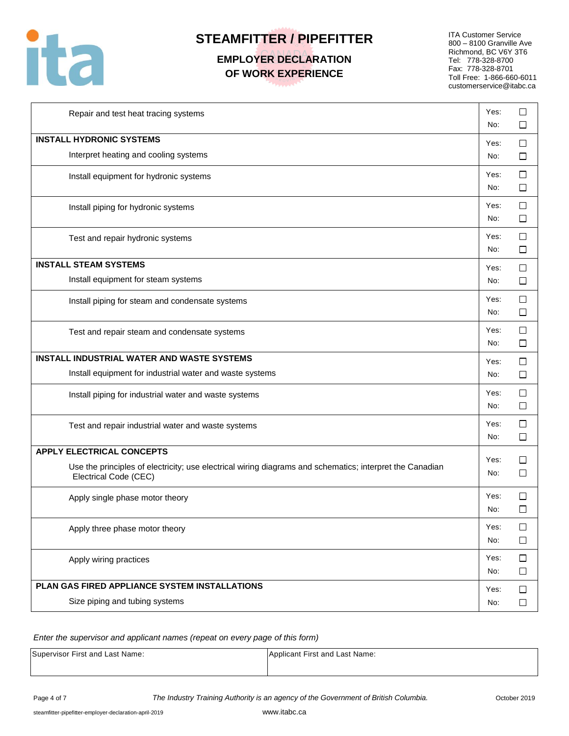# STEAMFITTER / PIPEFITTER

## EMPLOYER DECLARATION OF WORK EXPERIENCE

ITA Customer Service
800 – 8100 Granville Ave
Richmond, BC V6Y 3T6
Tel: 778-328-8700
Fax: 778-328-8701
Toll Free: 1-866-660-6011
customerservice@itabc.ca

| Task | |
|---|---|
| Repair and test heat tracing systems | Yes: ☐ No: ☐ |
| **INSTALL HYDRONIC SYSTEMS**<br>Interpret heating and cooling systems | Yes: ☐ No: ☐ |
| Install equipment for hydronic systems | Yes: ☐ No: ☐ |
| Install piping for hydronic systems | Yes: ☐ No: ☐ |
| Test and repair hydronic systems | Yes: ☐ No: ☐ |
| **INSTALL STEAM SYSTEMS**<br>Install equipment for steam systems | Yes: ☐ No: ☐ |
| Install piping for steam and condensate systems | Yes: ☐ No: ☐ |
| Test and repair steam and condensate systems | Yes: ☐ No: ☐ |
| **INSTALL INDUSTRIAL WATER AND WASTE SYSTEMS**<br>Install equipment for industrial water and waste systems | Yes: ☐ No: ☐ |
| Install piping for industrial water and waste systems | Yes: ☐ No: ☐ |
| Test and repair industrial water and waste systems | Yes: ☐ No: ☐ |
| **APPLY ELECTRICAL CONCEPTS**<br>Use the principles of electricity; use electrical wiring diagrams and schematics; interpret the Canadian Electrical Code (CEC) | Yes: ☐ No: ☐ |
| Apply single phase motor theory | Yes: ☐ No: ☐ |
| Apply three phase motor theory | Yes: ☐ No: ☐ |
| Apply wiring practices | Yes: ☐ No: ☐ |
| **PLAN GAS FIRED APPLIANCE SYSTEM INSTALLATIONS**<br>Size piping and tubing systems | Yes: ☐ No: ☐ |

*Enter the supervisor and applicant names (repeat on every page of this form)*

| Supervisor First and Last Name: | Applicant First and Last Name: |
|---|---|
| | |

*The Industry Training Authority is an agency of the Government of British Columbia.*

October 2019

steamfitter-pipefitter-employer-declaration-april-2019

www.itabc.ca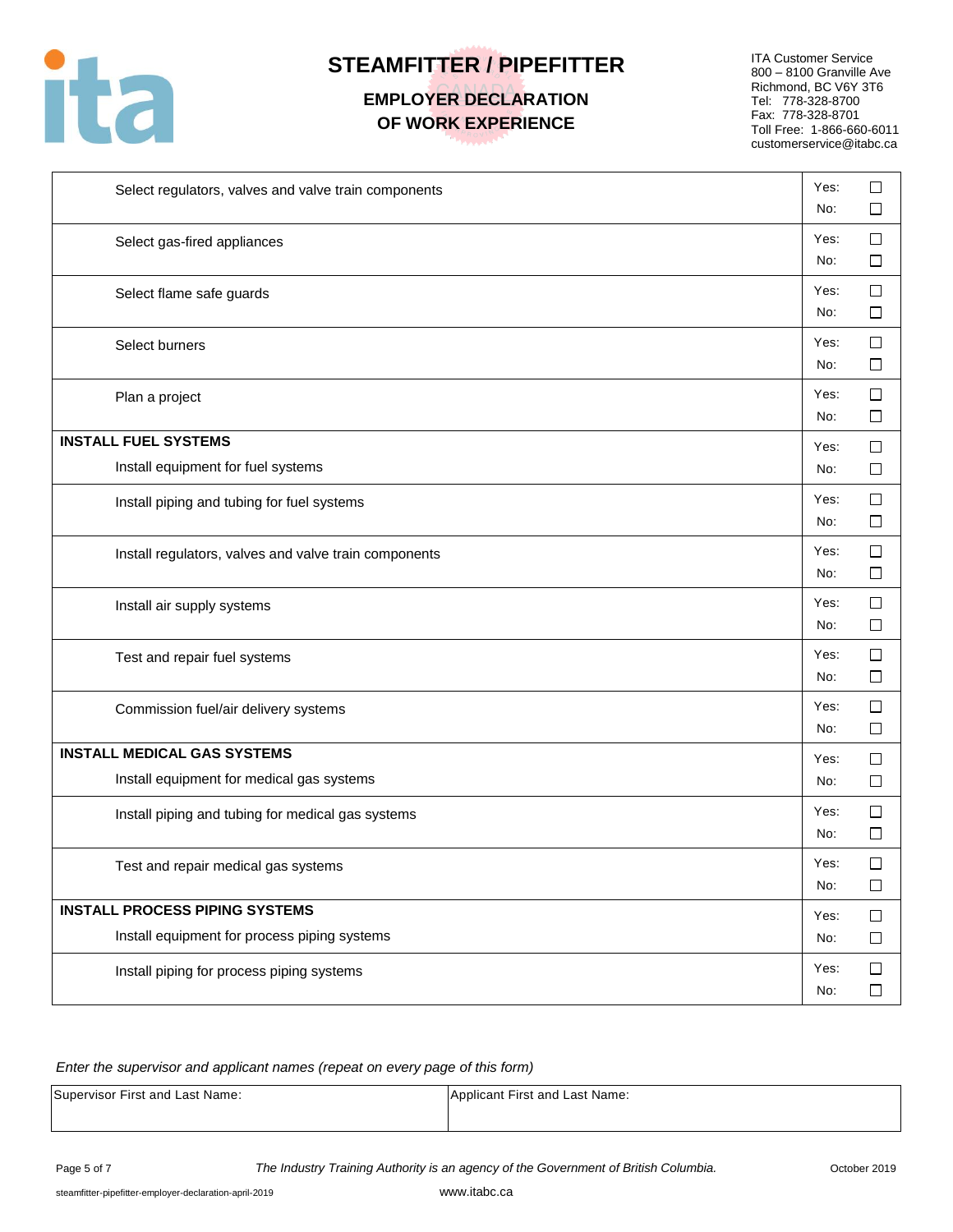# STEAMFITTER / PIPEFITTER

## EMPLOYER DECLARATION OF WORK EXPERIENCE

ITA Customer Service
800 – 8100 Granville Ave
Richmond, BC V6Y 3T6
Tel: 778-328-8700
Fax: 778-328-8701
Toll Free: 1-866-660-6011
customerservice@itabc.ca

| Task | Yes/No |
|---|---|
| Select regulators, valves and valve train components | Yes: ☐ No: ☐ |
| Select gas-fired appliances | Yes: ☐ No: ☐ |
| Select flame safe guards | Yes: ☐ No: ☐ |
| Select burners | Yes: ☐ No: ☐ |
| Plan a project | Yes: ☐ No: ☐ |
| **INSTALL FUEL SYSTEMS**<br>Install equipment for fuel systems | Yes: ☐ No: ☐ |
| Install piping and tubing for fuel systems | Yes: ☐ No: ☐ |
| Install regulators, valves and valve train components | Yes: ☐ No: ☐ |
| Install air supply systems | Yes: ☐ No: ☐ |
| Test and repair fuel systems | Yes: ☐ No: ☐ |
| Commission fuel/air delivery systems | Yes: ☐ No: ☐ |
| **INSTALL MEDICAL GAS SYSTEMS**<br>Install equipment for medical gas systems | Yes: ☐ No: ☐ |
| Install piping and tubing for medical gas systems | Yes: ☐ No: ☐ |
| Test and repair medical gas systems | Yes: ☐ No: ☐ |
| **INSTALL PROCESS PIPING SYSTEMS**<br>Install equipment for process piping systems | Yes: ☐ No: ☐ |
| Install piping for process piping systems | Yes: ☐ No: ☐ |

*Enter the supervisor and applicant names (repeat on every page of this form)*

| Supervisor First and Last Name: | Applicant First and Last Name: |
|---|---|
| | |

*The Industry Training Authority is an agency of the Government of British Columbia.*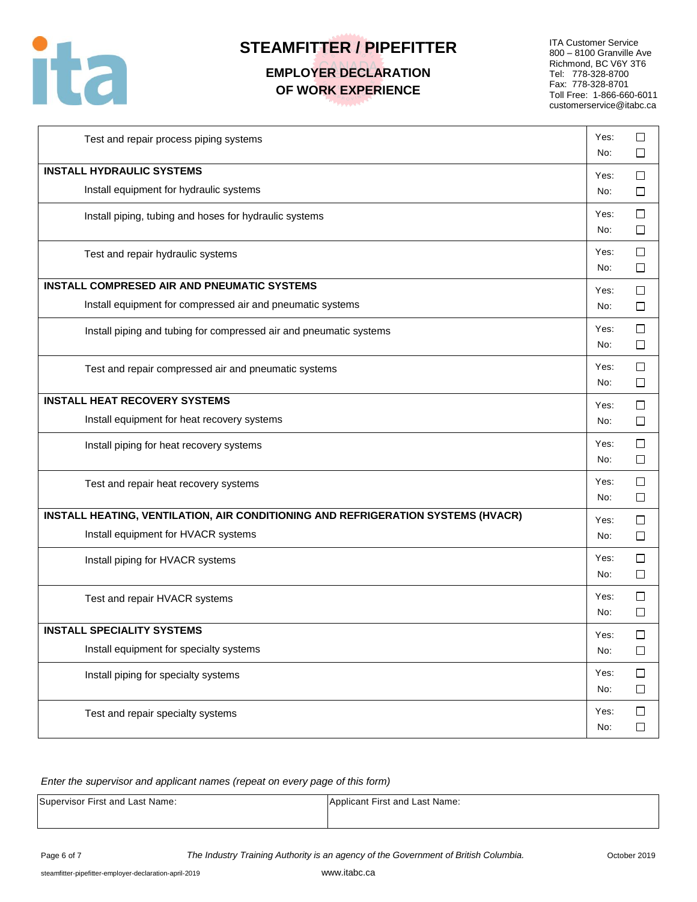# STEAMFITTER / PIPEFITTER

## EMPLOYER DECLARATION OF WORK EXPERIENCE

ITA Customer Service
800 – 8100 Granville Ave
Richmond, BC V6Y 3T6
Tel: 778-328-8700
Fax: 778-328-8701
Toll Free: 1-866-660-6011
customerservice@itabc.ca

| Task | Response |
|---|---|
| Test and repair process piping systems | Yes: ☐ No: ☐ |
| **INSTALL HYDRAULIC SYSTEMS**<br>Install equipment for hydraulic systems | Yes: ☐ No: ☐ |
| Install piping, tubing and hoses for hydraulic systems | Yes: ☐ No: ☐ |
| Test and repair hydraulic systems | Yes: ☐ No: ☐ |
| **INSTALL COMPRESED AIR AND PNEUMATIC SYSTEMS**<br>Install equipment for compressed air and pneumatic systems | Yes: ☐ No: ☐ |
| Install piping and tubing for compressed air and pneumatic systems | Yes: ☐ No: ☐ |
| Test and repair compressed air and pneumatic systems | Yes: ☐ No: ☐ |
| **INSTALL HEAT RECOVERY SYSTEMS**<br>Install equipment for heat recovery systems | Yes: ☐ No: ☐ |
| Install piping for heat recovery systems | Yes: ☐ No: ☐ |
| Test and repair heat recovery systems | Yes: ☐ No: ☐ |
| **INSTALL HEATING, VENTILATION, AIR CONDITIONING AND REFRIGERATION SYSTEMS (HVACR)**<br>Install equipment for HVACR systems | Yes: ☐ No: ☐ |
| Install piping for HVACR systems | Yes: ☐ No: ☐ |
| Test and repair HVACR systems | Yes: ☐ No: ☐ |
| **INSTALL SPECIALITY SYSTEMS**<br>Install equipment for specialty systems | Yes: ☐ No: ☐ |
| Install piping for specialty systems | Yes: ☐ No: ☐ |
| Test and repair specialty systems | Yes: ☐ No: ☐ |

*Enter the supervisor and applicant names (repeat on every page of this form)*

| Supervisor First and Last Name: | Applicant First and Last Name: |
|---|---|
| | |

*The Industry Training Authority is an agency of the Government of British Columbia.*

October 2019

steamfitter-pipefitter-employer-declaration-april-2019

www.itabc.ca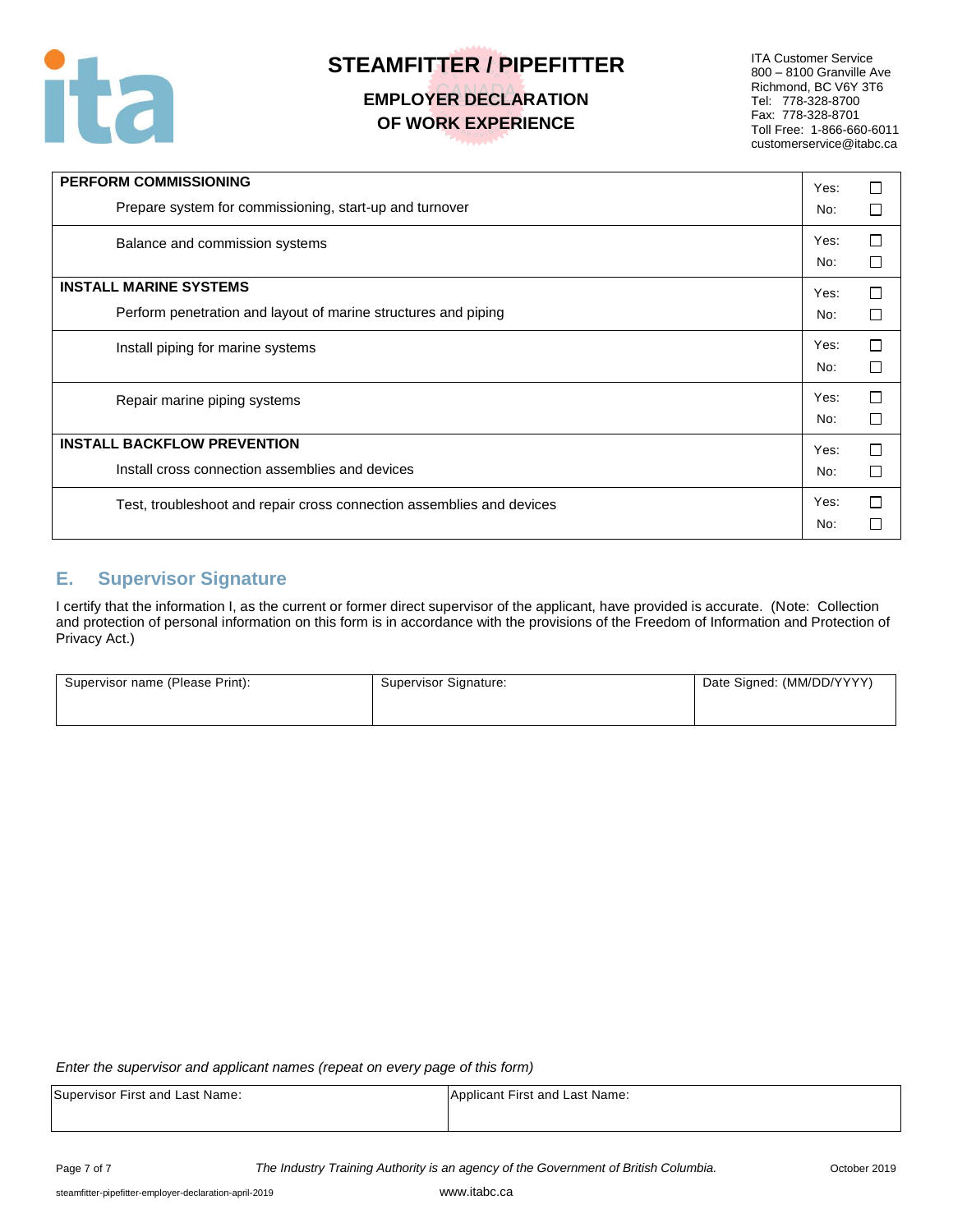| | |
|---|---|
| **PERFORM COMMISSIONING**<br>Prepare system for commissioning, start-up and turnover | Yes: ☐<br>No: ☐ |
| Balance and commission systems | Yes: ☐<br>No: ☐ |
| **INSTALL MARINE SYSTEMS**<br>Perform penetration and layout of marine structures and piping | Yes: ☐<br>No: ☐ |
| Install piping for marine systems | Yes: ☐<br>No: ☐ |
| Repair marine piping systems | Yes: ☐<br>No: ☐ |
| **INSTALL BACKFLOW PREVENTION**<br>Install cross connection assemblies and devices | Yes: ☐<br>No: ☐ |
| Test, troubleshoot and repair cross connection assemblies and devices | Yes: ☐<br>No: ☐ |

## E. Supervisor Signature

I certify that the information I, as the current or former direct supervisor of the applicant, have provided is accurate. (Note: Collection and protection of personal information on this form is in accordance with the provisions of the Freedom of Information and Protection of Privacy Act.)

| Supervisor name (Please Print): | Supervisor Signature: | Date Signed: (MM/DD/YYYY) |
|---|---|---|
| | | |

*Enter the supervisor and applicant names (repeat on every page of this form)*

| Supervisor First and Last Name: | Applicant First and Last Name: |
|---|---|
| | |